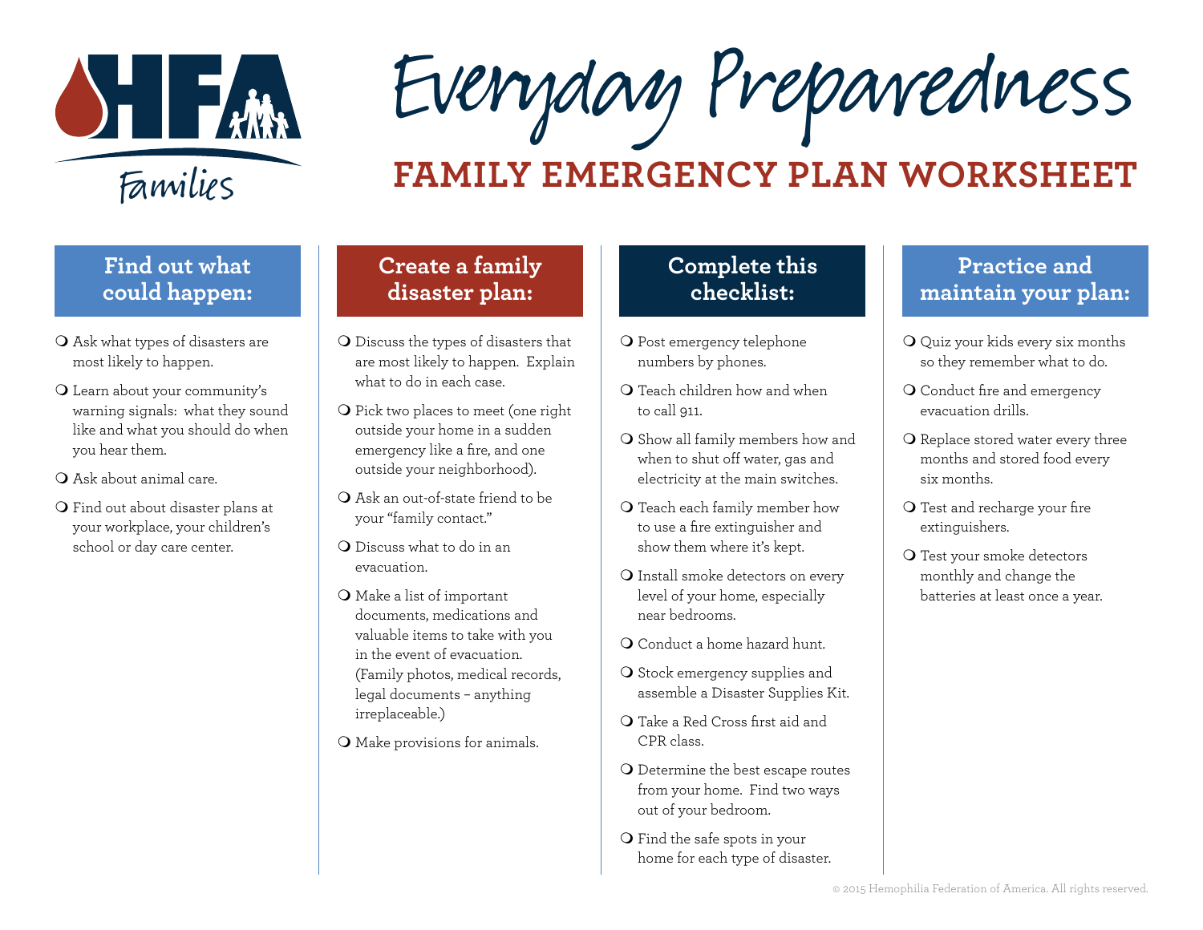HFA Families

# Everyday Preparedness

## FAMILY EMERGENCY PLAN WORKSHEET

### Find out what could happen:

- ❍ Ask what types of disasters are most likely to happen.
- ❍ Learn about your community's warning signals: what they sound like and what you should do when you hear them.
- ❍ Ask about animal care.
- ❍ Find out about disaster plans at your workplace, your children's school or day care center.

### Create a family disaster plan:

- ❍ Discuss the types of disasters that are most likely to happen. Explain what to do in each case.
- ❍ Pick two places to meet (one right outside your home in a sudden emergency like a fire, and one outside your neighborhood).
- ❍ Ask an out-of-state friend to be your "family contact."
- ❍ Discuss what to do in an evacuation.
- ❍ Make a list of important documents, medications and valuable items to take with you in the event of evacuation. (Family photos, medical records, legal documents – anything irreplaceable.)
- ❍ Make provisions for animals.

### Complete this checklist:

- ❍ Post emergency telephone numbers by phones.
- ❍ Teach children how and when to call 911.
- ❍ Show all family members how and when to shut off water, gas and electricity at the main switches.
- ❍ Teach each family member how to use a fire extinguisher and show them where it's kept.
- ❍ Install smoke detectors on every level of your home, especially near bedrooms.
- ❍ Conduct a home hazard hunt.
- ❍ Stock emergency supplies and assemble a Disaster Supplies Kit.
- ❍ Take a Red Cross first aid and CPR class.
- ❍ Determine the best escape routes from your home. Find two ways out of your bedroom.
- ❍ Find the safe spots in your home for each type of disaster.

### Practice and maintain your plan:

- ❍ Quiz your kids every six months so they remember what to do.
- ❍ Conduct fire and emergency evacuation drills.
- ❍ Replace stored water every three months and stored food every six months.
- ❍ Test and recharge your fire extinguishers.
- ❍ Test your smoke detectors monthly and change the batteries at least once a year.

© 2015 Hemophilia Federation of America. All rights reserved.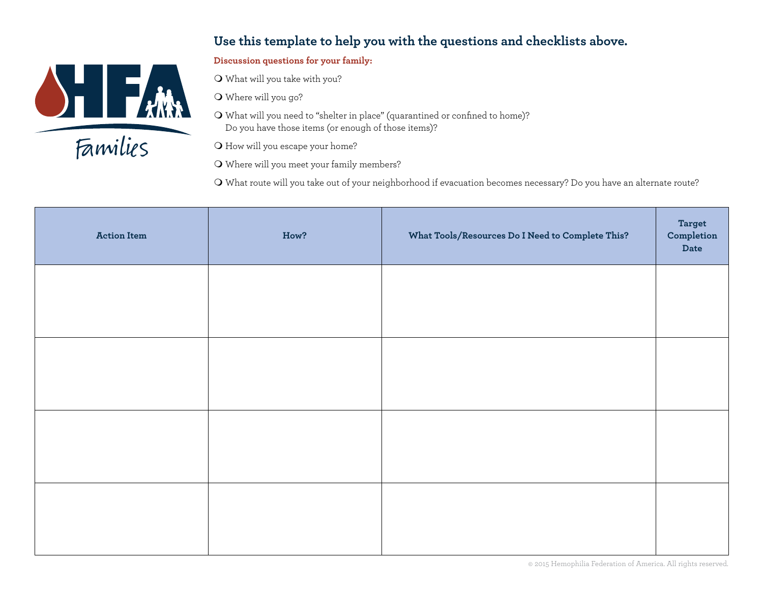## Use this template to help you with the questions and checklists above.

**Discussion questions for your family:**

- ❍ What will you take with you?
- ❍ Where will you go?
- ❍ What will you need to "shelter in place" (quarantined or confined to home)? Do you have those items (or enough of those items)?
- ❍ How will you escape your home?
- ❍ Where will you meet your family members?
- ❍ What route will you take out of your neighborhood if evacuation becomes necessary? Do you have an alternate route?

| Action Item | How? | What Tools/Resources Do I Need to Complete This? | Target Completion Date |
|---|---|---|---|
| | | | |
| | | | |
| | | | |
| | | | |

© 2015 Hemophilia Federation of America. All rights reserved.